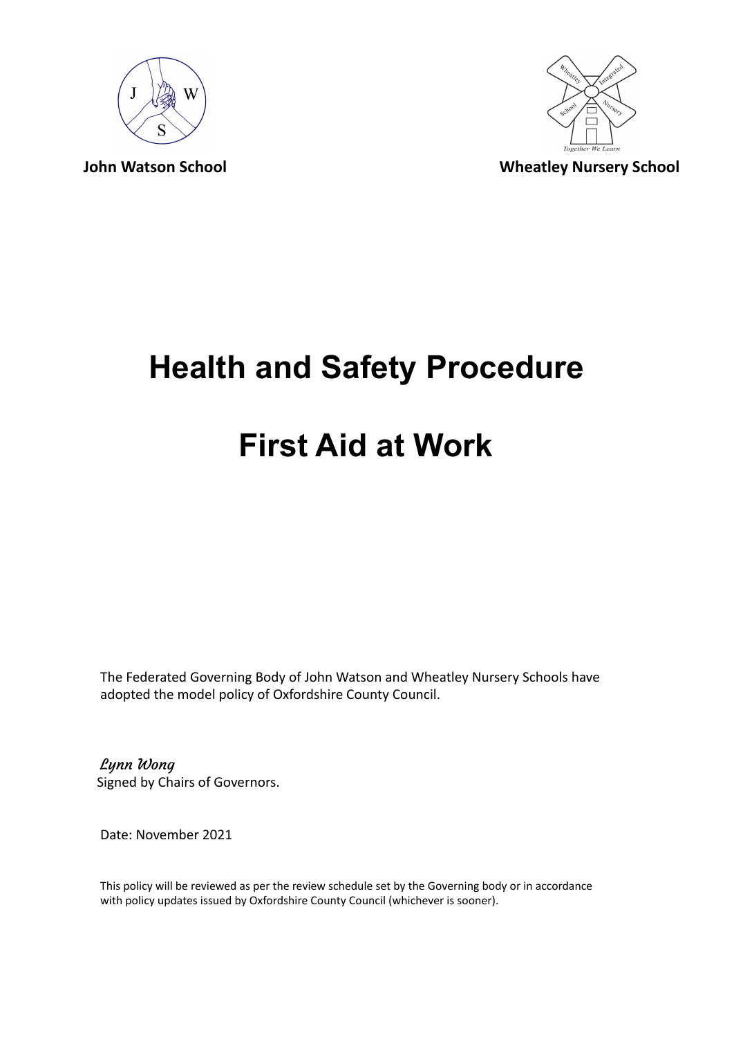**John Watson School** **Wheatley Nursery School**

# Health and Safety Procedure

# First Aid at Work

The Federated Governing Body of John Watson and Wheatley Nursery Schools have adopted the model policy of Oxfordshire County Council.

*Lynn Wong*
Signed by Chairs of Governors.

Date: November 2021

This policy will be reviewed as per the review schedule set by the Governing body or in accordance with policy updates issued by Oxfordshire County Council (whichever is sooner).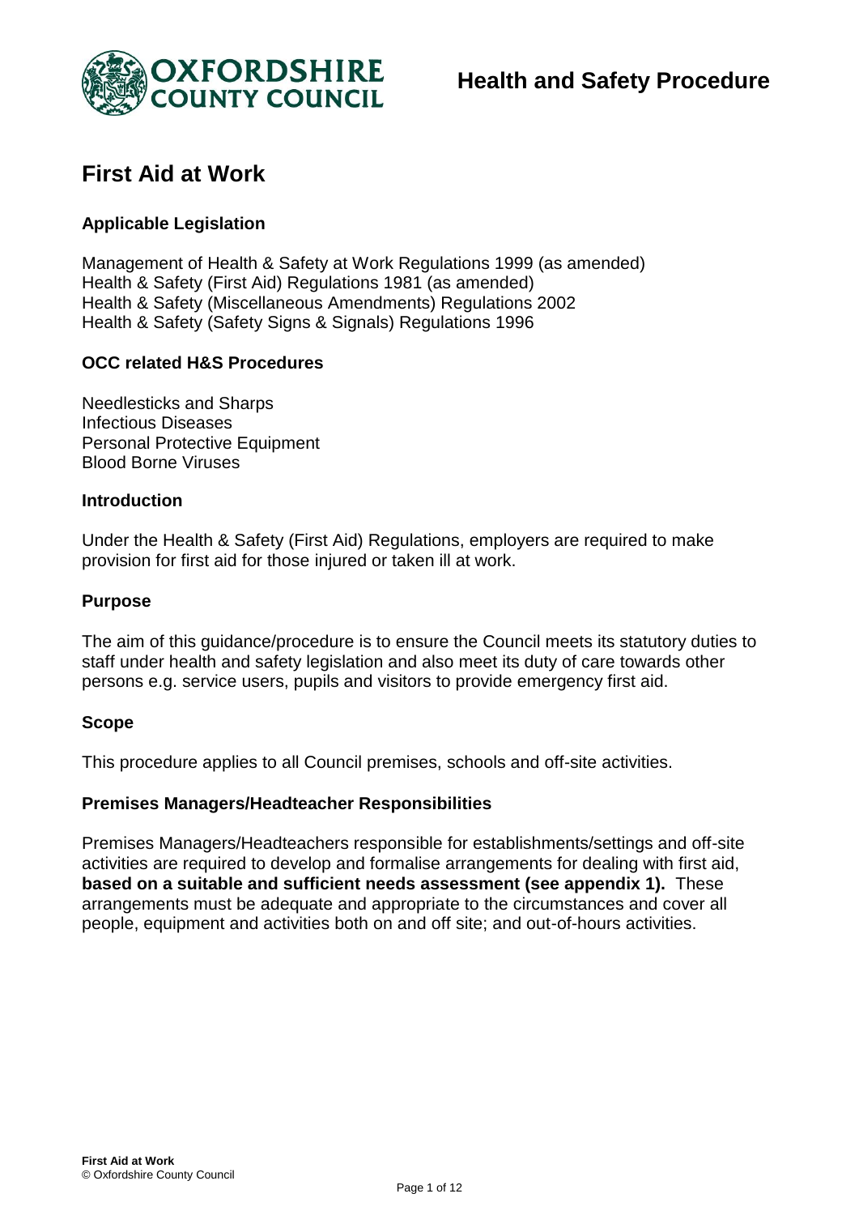# First Aid at Work

### Applicable Legislation

Management of Health & Safety at Work Regulations 1999 (as amended)
Health & Safety (First Aid) Regulations 1981 (as amended)
Health & Safety (Miscellaneous Amendments) Regulations 2002
Health & Safety (Safety Signs & Signals) Regulations 1996

### OCC related H&S Procedures

Needlesticks and Sharps
Infectious Diseases
Personal Protective Equipment
Blood Borne Viruses

### Introduction

Under the Health & Safety (First Aid) Regulations, employers are required to make provision for first aid for those injured or taken ill at work.

### Purpose

The aim of this guidance/procedure is to ensure the Council meets its statutory duties to staff under health and safety legislation and also meet its duty of care towards other persons e.g. service users, pupils and visitors to provide emergency first aid.

### Scope

This procedure applies to all Council premises, schools and off-site activities.

### Premises Managers/Headteacher Responsibilities

Premises Managers/Headteachers responsible for establishments/settings and off-site activities are required to develop and formalise arrangements for dealing with first aid, **based on a suitable and sufficient needs assessment (see appendix 1).** These arrangements must be adequate and appropriate to the circumstances and cover all people, equipment and activities both on and off site; and out-of-hours activities.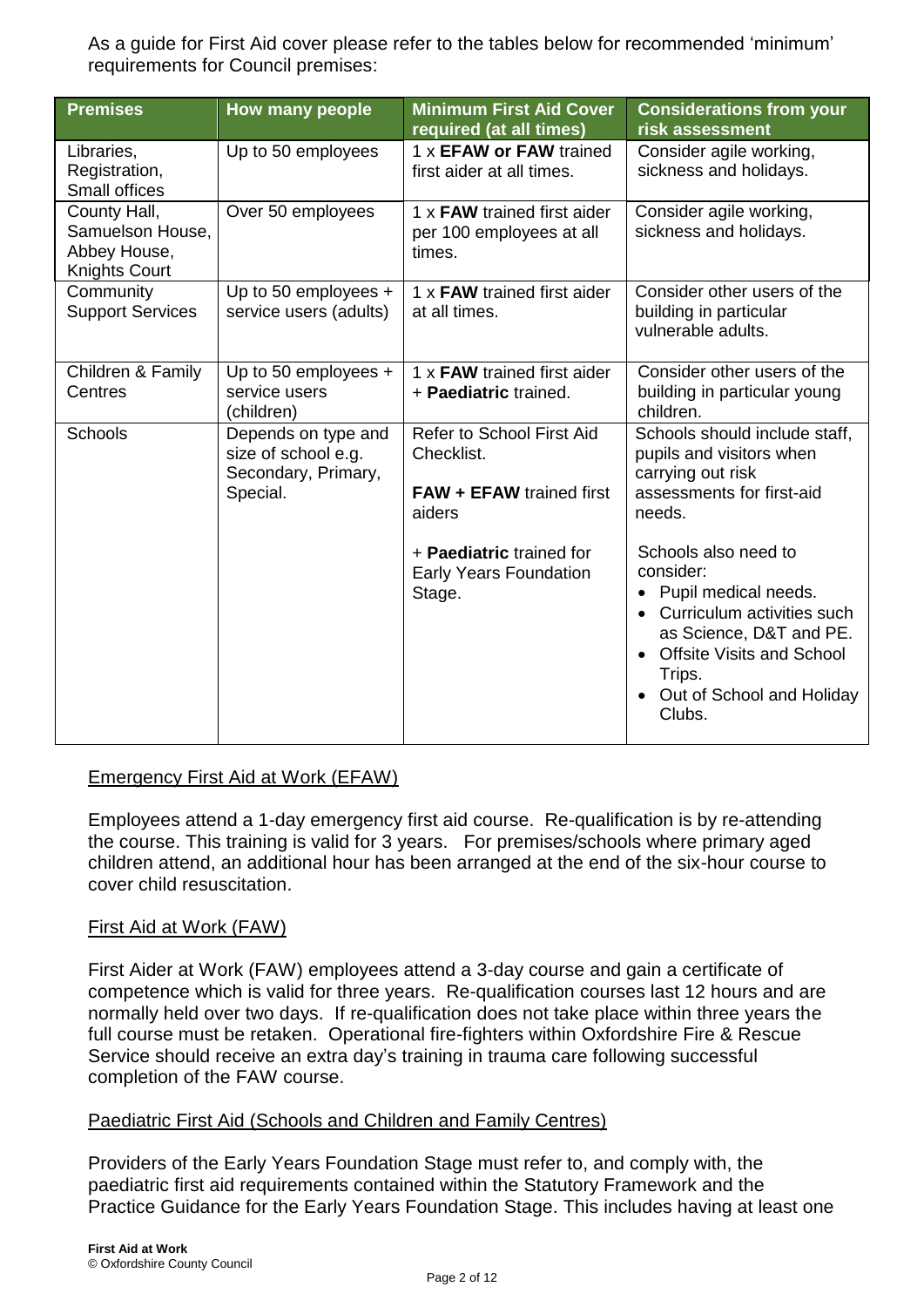As a guide for First Aid cover please refer to the tables below for recommended 'minimum' requirements for Council premises:

| Premises | How many people | Minimum First Aid Cover required (at all times) | Considerations from your risk assessment |
|---|---|---|---|
| Libraries, Registration, Small offices | Up to 50 employees | 1 x **EFAW or FAW** trained first aider at all times. | Consider agile working, sickness and holidays. |
| County Hall, Samuelson House, Abbey House, Knights Court | Over 50 employees | 1 x **FAW** trained first aider per 100 employees at all times. | Consider agile working, sickness and holidays. |
| Community Support Services | Up to 50 employees + service users (adults) | 1 x **FAW** trained first aider at all times. | Consider other users of the building in particular vulnerable adults. |
| Children & Family Centres | Up to 50 employees + service users (children) | 1 x **FAW** trained first aider + **Paediatric** trained. | Consider other users of the building in particular young children. |
| Schools | Depends on type and size of school e.g. Secondary, Primary, Special. | Refer to School First Aid Checklist.<br><br>**FAW + EFAW** trained first aiders<br><br>+ **Paediatric** trained for Early Years Foundation Stage. | Schools should include staff, pupils and visitors when carrying out risk assessments for first-aid needs.<br><br>Schools also need to consider:<br>• Pupil medical needs.<br>• Curriculum activities such as Science, D&T and PE.<br>• Offsite Visits and School Trips.<br>• Out of School and Holiday Clubs. |

## Emergency First Aid at Work (EFAW)

Employees attend a 1-day emergency first aid course. Re-qualification is by re-attending the course. This training is valid for 3 years. For premises/schools where primary aged children attend, an additional hour has been arranged at the end of the six-hour course to cover child resuscitation.

## First Aid at Work (FAW)

First Aider at Work (FAW) employees attend a 3-day course and gain a certificate of competence which is valid for three years. Re-qualification courses last 12 hours and are normally held over two days. If re-qualification does not take place within three years the full course must be retaken. Operational fire-fighters within Oxfordshire Fire & Rescue Service should receive an extra day's training in trauma care following successful completion of the FAW course.

## Paediatric First Aid (Schools and Children and Family Centres)

Providers of the Early Years Foundation Stage must refer to, and comply with, the paediatric first aid requirements contained within the Statutory Framework and the Practice Guidance for the Early Years Foundation Stage. This includes having at least one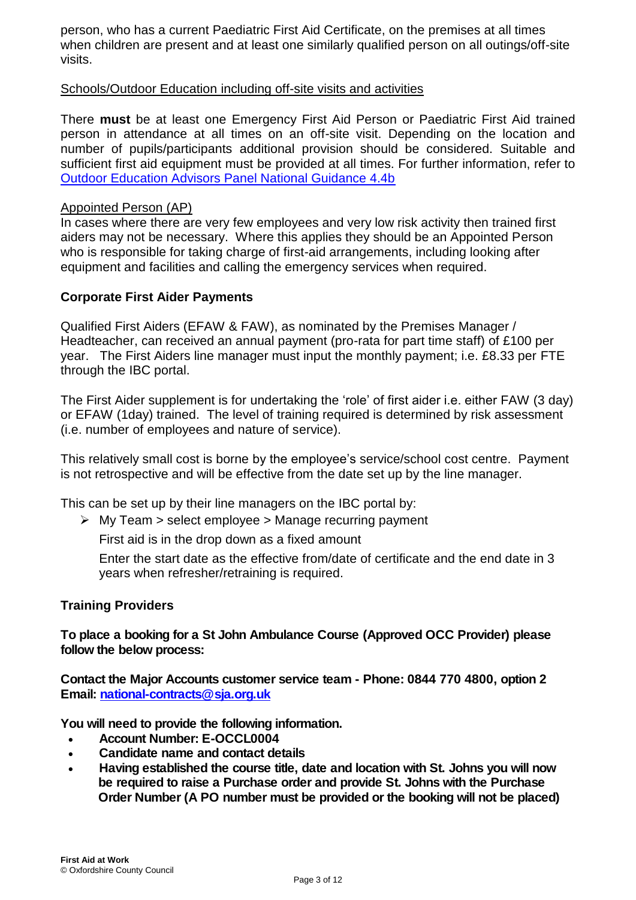person, who has a current Paediatric First Aid Certificate, on the premises at all times when children are present and at least one similarly qualified person on all outings/off-site visits.

Schools/Outdoor Education including off-site visits and activities

There **must** be at least one Emergency First Aid Person or Paediatric First Aid trained person in attendance at all times on an off-site visit. Depending on the location and number of pupils/participants additional provision should be considered. Suitable and sufficient first aid equipment must be provided at all times. For further information, refer to [Outdoor Education Advisors Panel National Guidance 4.4b]

Appointed Person (AP)

In cases where there are very few employees and very low risk activity then trained first aiders may not be necessary. Where this applies they should be an Appointed Person who is responsible for taking charge of first-aid arrangements, including looking after equipment and facilities and calling the emergency services when required.

## Corporate First Aider Payments

Qualified First Aiders (EFAW & FAW), as nominated by the Premises Manager / Headteacher, can received an annual payment (pro-rata for part time staff) of £100 per year. The First Aiders line manager must input the monthly payment; i.e. £8.33 per FTE through the IBC portal.

The First Aider supplement is for undertaking the 'role' of first aider i.e. either FAW (3 day) or EFAW (1day) trained. The level of training required is determined by risk assessment (i.e. number of employees and nature of service).

This relatively small cost is borne by the employee's service/school cost centre. Payment is not retrospective and will be effective from the date set up by the line manager.

This can be set up by their line managers on the IBC portal by:

- My Team > select employee > Manage recurring payment

  First aid is in the drop down as a fixed amount

  Enter the start date as the effective from/date of certificate and the end date in 3 years when refresher/retraining is required.

## Training Providers

**To place a booking for a St John Ambulance Course (Approved OCC Provider) please follow the below process:**

**Contact the Major Accounts customer service team - Phone: 0844 770 4800, option 2**
**Email: national-contracts@sja.org.uk**

**You will need to provide the following information.**

- **Account Number: E-OCCL0004**
- **Candidate name and contact details**
- **Having established the course title, date and location with St. Johns you will now be required to raise a Purchase order and provide St. Johns with the Purchase Order Number (A PO number must be provided or the booking will not be placed)**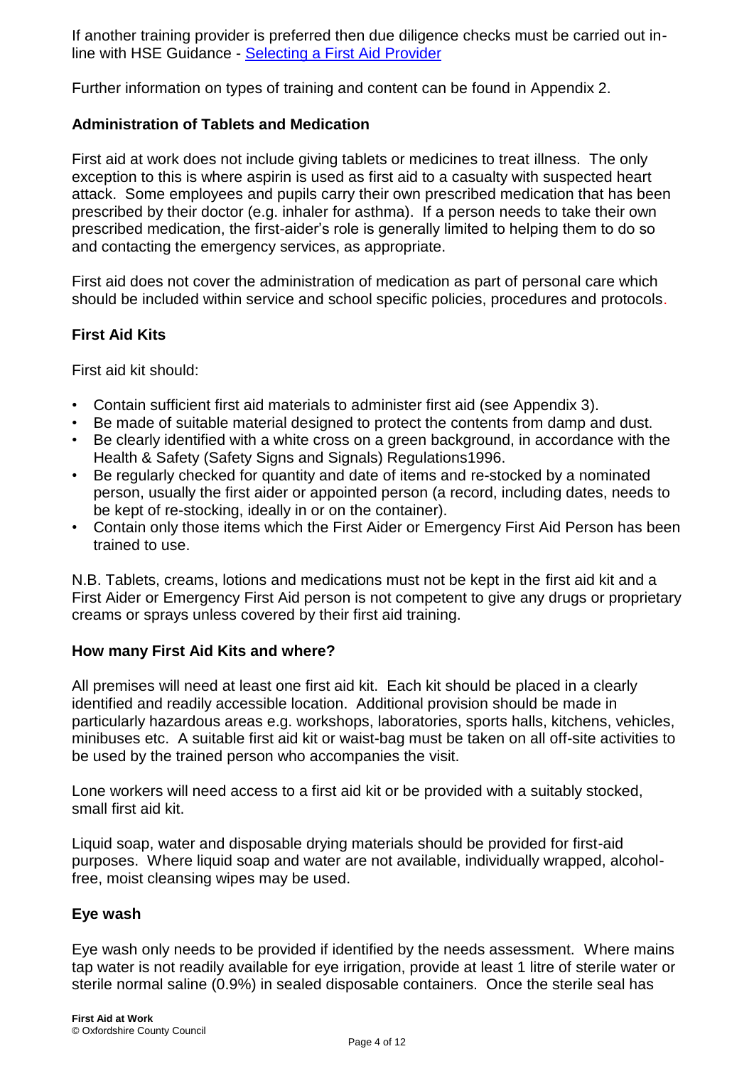If another training provider is preferred then due diligence checks must be carried out in-line with HSE Guidance - [Selecting a First Aid Provider]

Further information on types of training and content can be found in Appendix 2.

### Administration of Tablets and Medication

First aid at work does not include giving tablets or medicines to treat illness. The only exception to this is where aspirin is used as first aid to a casualty with suspected heart attack. Some employees and pupils carry their own prescribed medication that has been prescribed by their doctor (e.g. inhaler for asthma). If a person needs to take their own prescribed medication, the first-aider's role is generally limited to helping them to do so and contacting the emergency services, as appropriate.

First aid does not cover the administration of medication as part of personal care which should be included within service and school specific policies, procedures and protocols.

### First Aid Kits

First aid kit should:

- Contain sufficient first aid materials to administer first aid (see Appendix 3).
- Be made of suitable material designed to protect the contents from damp and dust.
- Be clearly identified with a white cross on a green background, in accordance with the Health & Safety (Safety Signs and Signals) Regulations1996.
- Be regularly checked for quantity and date of items and re-stocked by a nominated person, usually the first aider or appointed person (a record, including dates, needs to be kept of re-stocking, ideally in or on the container).
- Contain only those items which the First Aider or Emergency First Aid Person has been trained to use.

N.B. Tablets, creams, lotions and medications must not be kept in the first aid kit and a First Aider or Emergency First Aid person is not competent to give any drugs or proprietary creams or sprays unless covered by their first aid training.

### How many First Aid Kits and where?

All premises will need at least one first aid kit. Each kit should be placed in a clearly identified and readily accessible location. Additional provision should be made in particularly hazardous areas e.g. workshops, laboratories, sports halls, kitchens, vehicles, minibuses etc. A suitable first aid kit or waist-bag must be taken on all off-site activities to be used by the trained person who accompanies the visit.

Lone workers will need access to a first aid kit or be provided with a suitably stocked, small first aid kit.

Liquid soap, water and disposable drying materials should be provided for first-aid purposes. Where liquid soap and water are not available, individually wrapped, alcohol-free, moist cleansing wipes may be used.

### Eye wash

Eye wash only needs to be provided if identified by the needs assessment. Where mains tap water is not readily available for eye irrigation, provide at least 1 litre of sterile water or sterile normal saline (0.9%) in sealed disposable containers. Once the sterile seal has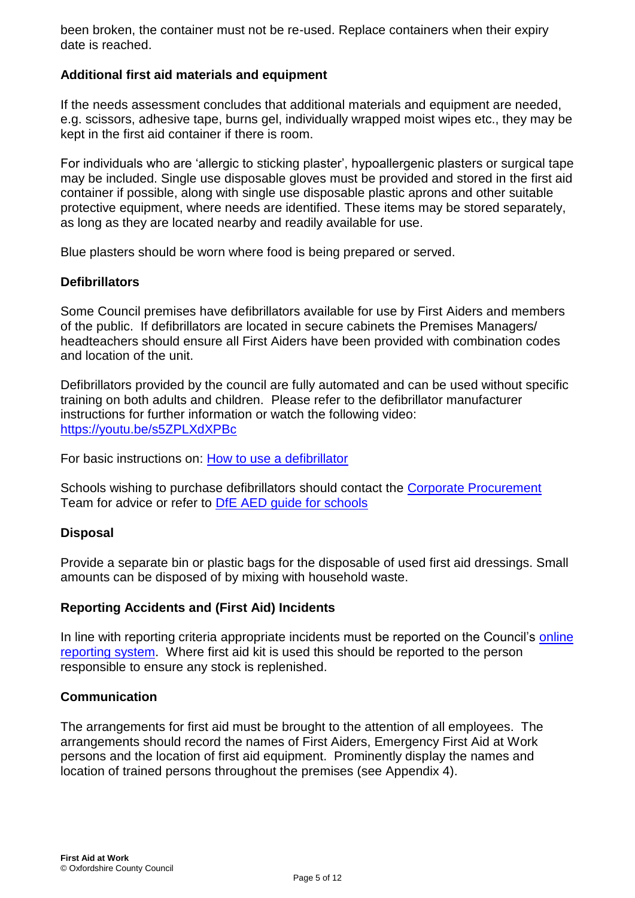been broken, the container must not be re-used. Replace containers when their expiry date is reached.

### Additional first aid materials and equipment

If the needs assessment concludes that additional materials and equipment are needed, e.g. scissors, adhesive tape, burns gel, individually wrapped moist wipes etc., they may be kept in the first aid container if there is room.

For individuals who are 'allergic to sticking plaster', hypoallergenic plasters or surgical tape may be included. Single use disposable gloves must be provided and stored in the first aid container if possible, along with single use disposable plastic aprons and other suitable protective equipment, where needs are identified. These items may be stored separately, as long as they are located nearby and readily available for use.

Blue plasters should be worn where food is being prepared or served.

### Defibrillators

Some Council premises have defibrillators available for use by First Aiders and members of the public. If defibrillators are located in secure cabinets the Premises Managers/ headteachers should ensure all First Aiders have been provided with combination codes and location of the unit.

Defibrillators provided by the council are fully automated and can be used without specific training on both adults and children. Please refer to the defibrillator manufacturer instructions for further information or watch the following video: https://youtu.be/s5ZPLXdXPBc

For basic instructions on: How to use a defibrillator

Schools wishing to purchase defibrillators should contact the Corporate Procurement Team for advice or refer to DfE AED guide for schools

### Disposal

Provide a separate bin or plastic bags for the disposable of used first aid dressings. Small amounts can be disposed of by mixing with household waste.

### Reporting Accidents and (First Aid) Incidents

In line with reporting criteria appropriate incidents must be reported on the Council's online reporting system. Where first aid kit is used this should be reported to the person responsible to ensure any stock is replenished.

### Communication

The arrangements for first aid must be brought to the attention of all employees. The arrangements should record the names of First Aiders, Emergency First Aid at Work persons and the location of first aid equipment. Prominently display the names and location of trained persons throughout the premises (see Appendix 4).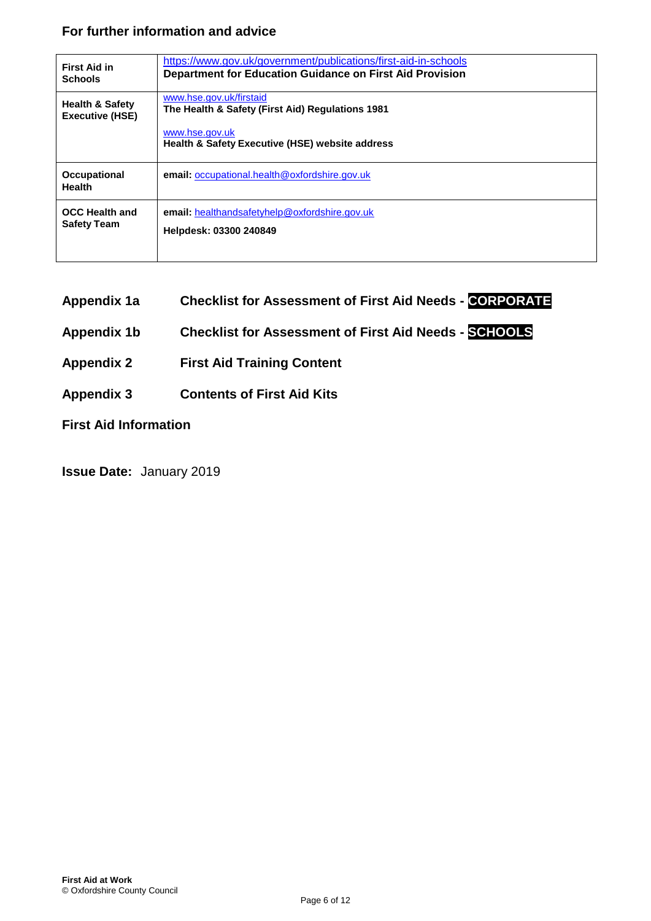## For further information and advice

| | |
|---|---|
| **First Aid in Schools** | https://www.gov.uk/government/publications/first-aid-in-schools<br>**Department for Education Guidance on First Aid Provision** |
| **Health & Safety Executive (HSE)** | www.hse.gov.uk/firstaid<br>**The Health & Safety (First Aid) Regulations 1981**<br><br>www.hse.gov.uk<br>**Health & Safety Executive (HSE) website address** |
| **Occupational Health** | **email:** occupational.health@oxfordshire.gov.uk |
| **OCC Health and Safety Team** | **email:** healthandsafetyhelp@oxfordshire.gov.uk<br><br>**Helpdesk: 03300 240849** |

**Appendix 1a** **Checklist for Assessment of First Aid Needs - CORPORATE**

**Appendix 1b** **Checklist for Assessment of First Aid Needs - SCHOOLS**

**Appendix 2** **First Aid Training Content**

**Appendix 3** **Contents of First Aid Kits**

**First Aid Information**

**Issue Date:** January 2019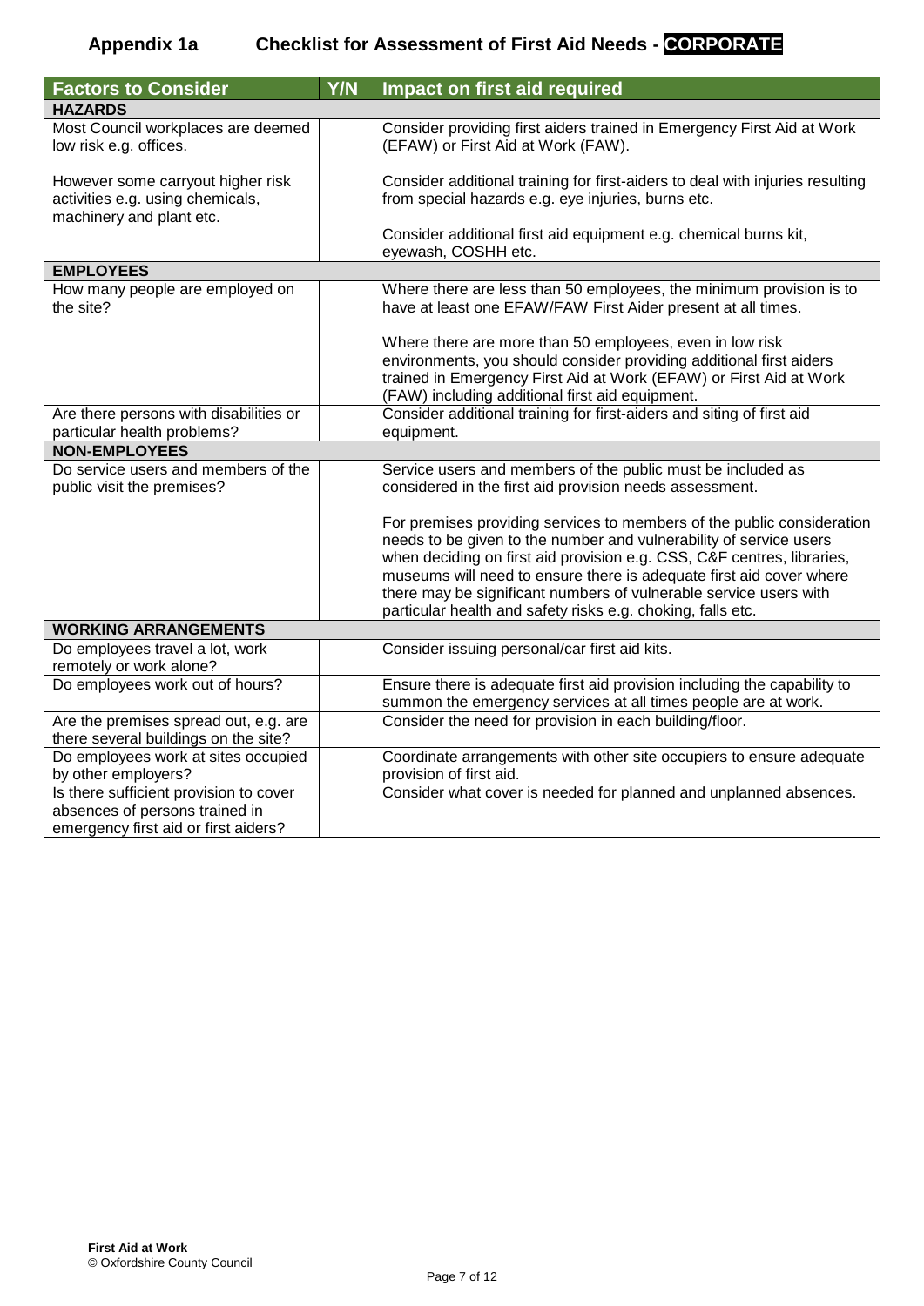## Appendix 1a Checklist for Assessment of First Aid Needs - **CORPORATE**

| Factors to Consider | Y/N | Impact on first aid required |
|---|---|---|
| **HAZARDS** | | |
| Most Council workplaces are deemed low risk e.g. offices.<br><br>However some carryout higher risk activities e.g. using chemicals, machinery and plant etc. | | Consider providing first aiders trained in Emergency First Aid at Work (EFAW) or First Aid at Work (FAW).<br><br>Consider additional training for first-aiders to deal with injuries resulting from special hazards e.g. eye injuries, burns etc.<br><br>Consider additional first aid equipment e.g. chemical burns kit, eyewash, COSHH etc. |
| **EMPLOYEES** | | |
| How many people are employed on the site? | | Where there are less than 50 employees, the minimum provision is to have at least one EFAW/FAW First Aider present at all times.<br><br>Where there are more than 50 employees, even in low risk environments, you should consider providing additional first aiders trained in Emergency First Aid at Work (EFAW) or First Aid at Work (FAW) including additional first aid equipment. |
| Are there persons with disabilities or particular health problems? | | Consider additional training for first-aiders and siting of first aid equipment. |
| **NON-EMPLOYEES** | | |
| Do service users and members of the public visit the premises? | | Service users and members of the public must be included as considered in the first aid provision needs assessment.<br><br>For premises providing services to members of the public consideration needs to be given to the number and vulnerability of service users when deciding on first aid provision e.g. CSS, C&F centres, libraries, museums will need to ensure there is adequate first aid cover where there may be significant numbers of vulnerable service users with particular health and safety risks e.g. choking, falls etc. |
| **WORKING ARRANGEMENTS** | | |
| Do employees travel a lot, work remotely or work alone? | | Consider issuing personal/car first aid kits. |
| Do employees work out of hours? | | Ensure there is adequate first aid provision including the capability to summon the emergency services at all times people are at work. |
| Are the premises spread out, e.g. are there several buildings on the site? | | Consider the need for provision in each building/floor. |
| Do employees work at sites occupied by other employers? | | Coordinate arrangements with other site occupiers to ensure adequate provision of first aid. |
| Is there sufficient provision to cover absences of persons trained in emergency first aid or first aiders? | | Consider what cover is needed for planned and unplanned absences. |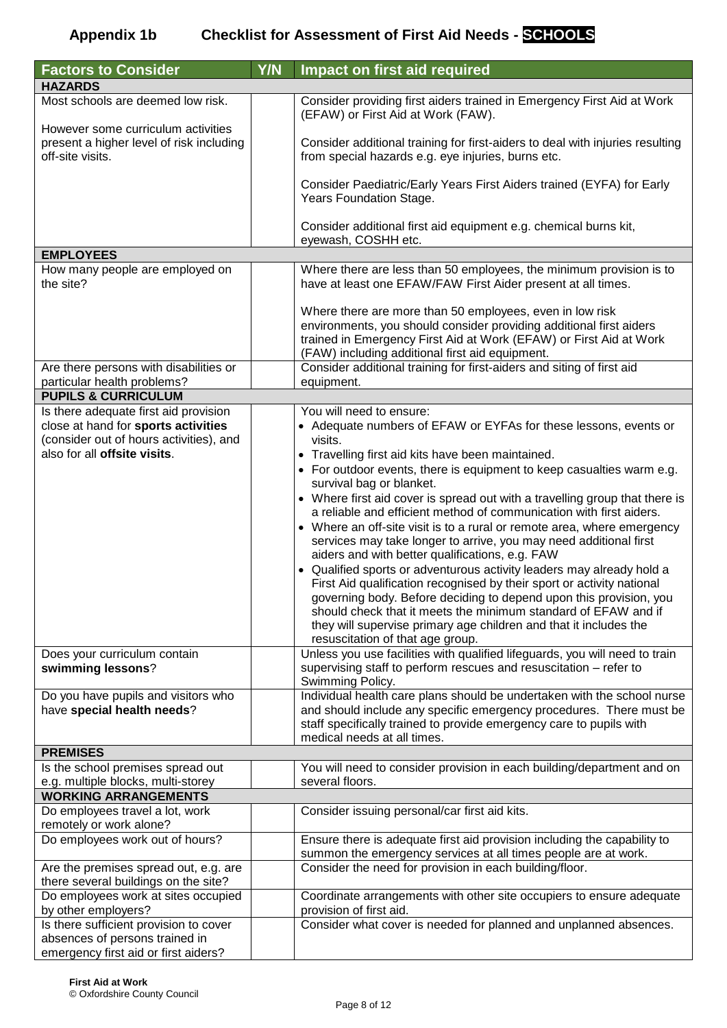## Appendix 1b Checklist for Assessment of First Aid Needs - **SCHOOLS**

| Factors to Consider | Y/N | Impact on first aid required |
|---|---|---|
| **HAZARDS** | | |
| Most schools are deemed low risk.<br><br>However some curriculum activities present a higher level of risk including off-site visits. | | Consider providing first aiders trained in Emergency First Aid at Work (EFAW) or First Aid at Work (FAW).<br><br>Consider additional training for first-aiders to deal with injuries resulting from special hazards e.g. eye injuries, burns etc.<br><br>Consider Paediatric/Early Years First Aiders trained (EYFA) for Early Years Foundation Stage.<br><br>Consider additional first aid equipment e.g. chemical burns kit, eyewash, COSHH etc. |
| **EMPLOYEES** | | |
| How many people are employed on the site? | | Where there are less than 50 employees, the minimum provision is to have at least one EFAW/FAW First Aider present at all times.<br><br>Where there are more than 50 employees, even in low risk environments, you should consider providing additional first aiders trained in Emergency First Aid at Work (EFAW) or First Aid at Work (FAW) including additional first aid equipment. |
| Are there persons with disabilities or particular health problems? | | Consider additional training for first-aiders and siting of first aid equipment. |
| **PUPILS & CURRICULUM** | | |
| Is there adequate first aid provision close at hand for **sports activities** (consider out of hours activities), and also for all **offsite visits**. | | You will need to ensure:<br>• Adequate numbers of EFAW or EYFAs for these lessons, events or visits.<br>• Travelling first aid kits have been maintained.<br>• For outdoor events, there is equipment to keep casualties warm e.g. survival bag or blanket.<br>• Where first aid cover is spread out with a travelling group that there is a reliable and efficient method of communication with first aiders.<br>• Where an off-site visit is to a rural or remote area, where emergency services may take longer to arrive, you may need additional first aiders and with better qualifications, e.g. FAW<br>• Qualified sports or adventurous activity leaders may already hold a First Aid qualification recognised by their sport or activity national governing body. Before deciding to depend upon this provision, you should check that it meets the minimum standard of EFAW and if they will supervise primary age children and that it includes the resuscitation of that age group. |
| Does your curriculum contain **swimming lessons**? | | Unless you use facilities with qualified lifeguards, you will need to train supervising staff to perform rescues and resuscitation – refer to Swimming Policy. |
| Do you have pupils and visitors who have **special health needs**? | | Individual health care plans should be undertaken with the school nurse and should include any specific emergency procedures. There must be staff specifically trained to provide emergency care to pupils with medical needs at all times. |
| **PREMISES** | | |
| Is the school premises spread out e.g. multiple blocks, multi-storey | | You will need to consider provision in each building/department and on several floors. |
| **WORKING ARRANGEMENTS** | | |
| Do employees travel a lot, work remotely or work alone? | | Consider issuing personal/car first aid kits. |
| Do employees work out of hours? | | Ensure there is adequate first aid provision including the capability to summon the emergency services at all times people are at work. |
| Are the premises spread out, e.g. are there several buildings on the site? | | Consider the need for provision in each building/floor. |
| Do employees work at sites occupied by other employers? | | Coordinate arrangements with other site occupiers to ensure adequate provision of first aid. |
| Is there sufficient provision to cover absences of persons trained in emergency first aid or first aiders? | | Consider what cover is needed for planned and unplanned absences. |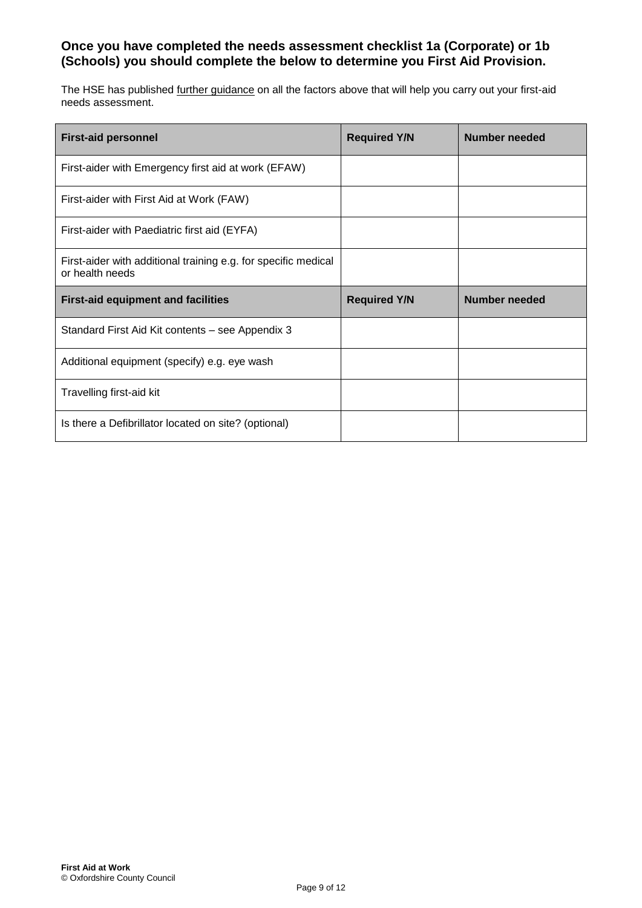**Once you have completed the needs assessment checklist 1a (Corporate) or 1b (Schools) you should complete the below to determine you First Aid Provision.**

The HSE has published further guidance on all the factors above that will help you carry out your first-aid needs assessment.

| **First-aid personnel** | **Required Y/N** | **Number needed** |
|---|---|---|
| First-aider with Emergency first aid at work (EFAW) | | |
| First-aider with First Aid at Work (FAW) | | |
| First-aider with Paediatric first aid (EYFA) | | |
| First-aider with additional training e.g. for specific medical or health needs | | |
| **First-aid equipment and facilities** | **Required Y/N** | **Number needed** |
| Standard First Aid Kit contents – see Appendix 3 | | |
| Additional equipment (specify) e.g. eye wash | | |
| Travelling first-aid kit | | |
| Is there a Defibrillator located on site? (optional) | | |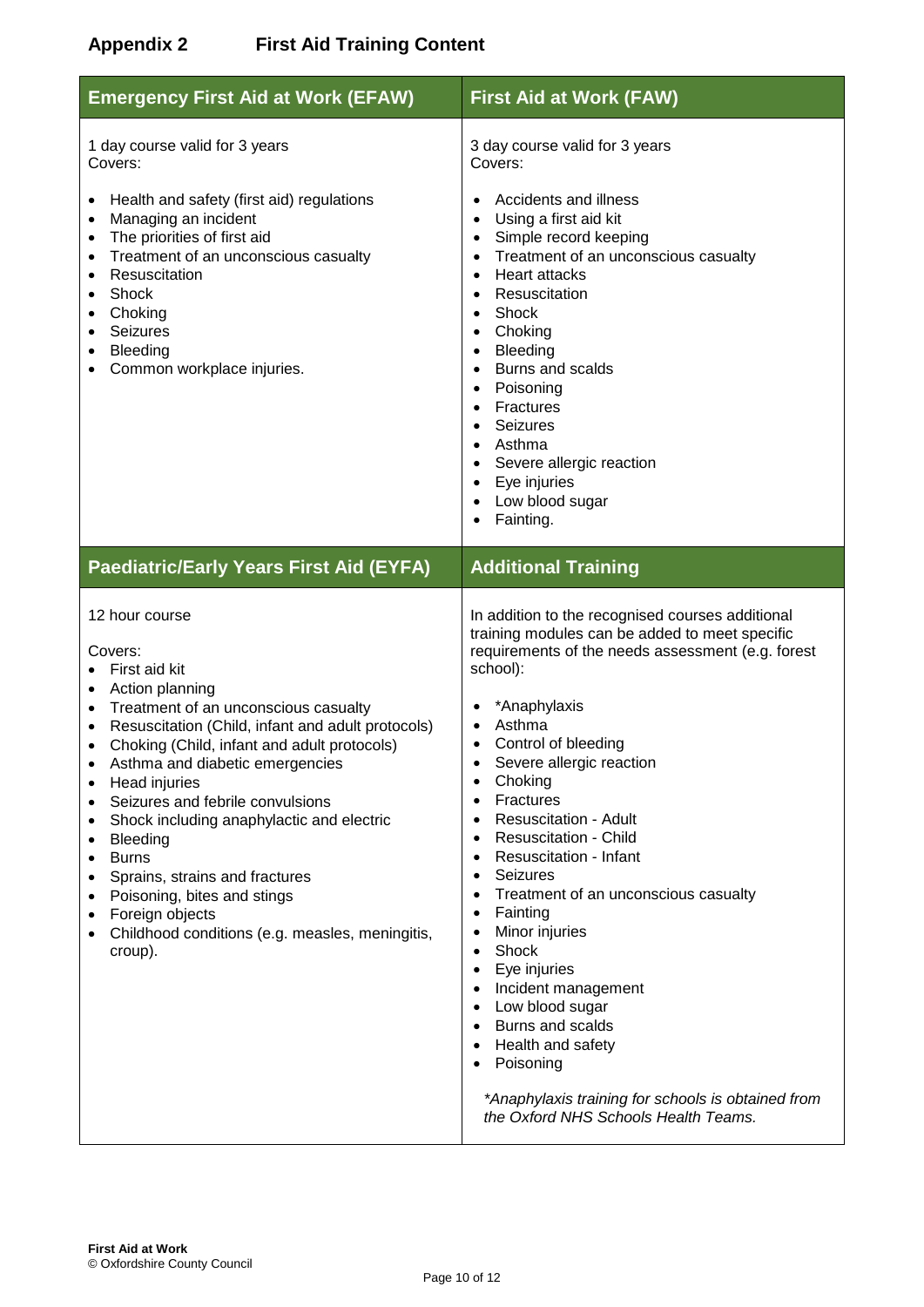## Appendix 2 First Aid Training Content

### Emergency First Aid at Work (EFAW)

1 day course valid for 3 years
Covers:

- Health and safety (first aid) regulations
- Managing an incident
- The priorities of first aid
- Treatment of an unconscious casualty
- Resuscitation
- Shock
- Choking
- Seizures
- Bleeding
- Common workplace injuries.

### First Aid at Work (FAW)

3 day course valid for 3 years
Covers:

- Accidents and illness
- Using a first aid kit
- Simple record keeping
- Treatment of an unconscious casualty
- Heart attacks
- Resuscitation
- Shock
- Choking
- Bleeding
- Burns and scalds
- Poisoning
- Fractures
- Seizures
- Asthma
- Severe allergic reaction
- Eye injuries
- Low blood sugar
- Fainting.

### Paediatric/Early Years First Aid (EYFA)

12 hour course

Covers:

- First aid kit
- Action planning
- Treatment of an unconscious casualty
- Resuscitation (Child, infant and adult protocols)
- Choking (Child, infant and adult protocols)
- Asthma and diabetic emergencies
- Head injuries
- Seizures and febrile convulsions
- Shock including anaphylactic and electric
- Bleeding
- Burns
- Sprains, strains and fractures
- Poisoning, bites and stings
- Foreign objects
- Childhood conditions (e.g. measles, meningitis, croup).

### Additional Training

In addition to the recognised courses additional training modules can be added to meet specific requirements of the needs assessment (e.g. forest school):

- *Anaphylaxis
- Asthma
- Control of bleeding
- Severe allergic reaction
- Choking
- Fractures
- Resuscitation - Adult
- Resuscitation - Child
- Resuscitation - Infant
- Seizures
- Treatment of an unconscious casualty
- Fainting
- Minor injuries
- Shock
- Eye injuries
- Incident management
- Low blood sugar
- Burns and scalds
- Health and safety
- Poisoning

*\*Anaphylaxis training for schools is obtained from the Oxford NHS Schools Health Teams.*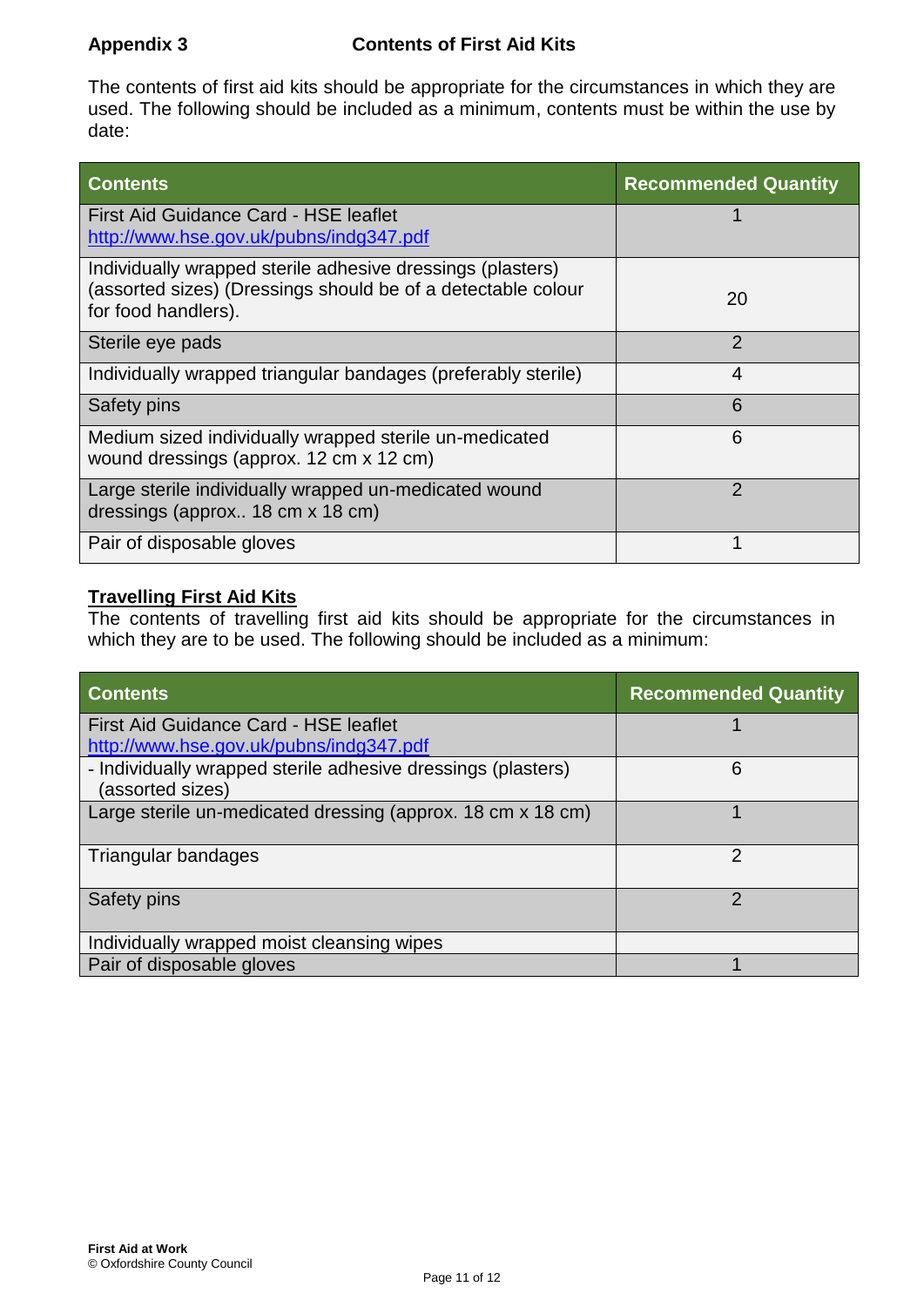## Appendix 3 Contents of First Aid Kits

The contents of first aid kits should be appropriate for the circumstances in which they are used. The following should be included as a minimum, contents must be within the use by date:

| Contents | Recommended Quantity |
|---|---|
| First Aid Guidance Card - HSE leaflet http://www.hse.gov.uk/pubns/indg347.pdf | 1 |
| Individually wrapped sterile adhesive dressings (plasters) (assorted sizes) (Dressings should be of a detectable colour for food handlers). | 20 |
| Sterile eye pads | 2 |
| Individually wrapped triangular bandages (preferably sterile) | 4 |
| Safety pins | 6 |
| Medium sized individually wrapped sterile un-medicated wound dressings (approx. 12 cm x 12 cm) | 6 |
| Large sterile individually wrapped un-medicated wound dressings (approx.. 18 cm x 18 cm) | 2 |
| Pair of disposable gloves | 1 |

### Travelling First Aid Kits

The contents of travelling first aid kits should be appropriate for the circumstances in which they are to be used. The following should be included as a minimum:

| Contents | Recommended Quantity |
|---|---|
| First Aid Guidance Card - HSE leaflet http://www.hse.gov.uk/pubns/indg347.pdf | 1 |
| - Individually wrapped sterile adhesive dressings (plasters) (assorted sizes) | 6 |
| Large sterile un-medicated dressing (approx. 18 cm x 18 cm) | 1 |
| Triangular bandages | 2 |
| Safety pins | 2 |
| Individually wrapped moist cleansing wipes | |
| Pair of disposable gloves | 1 |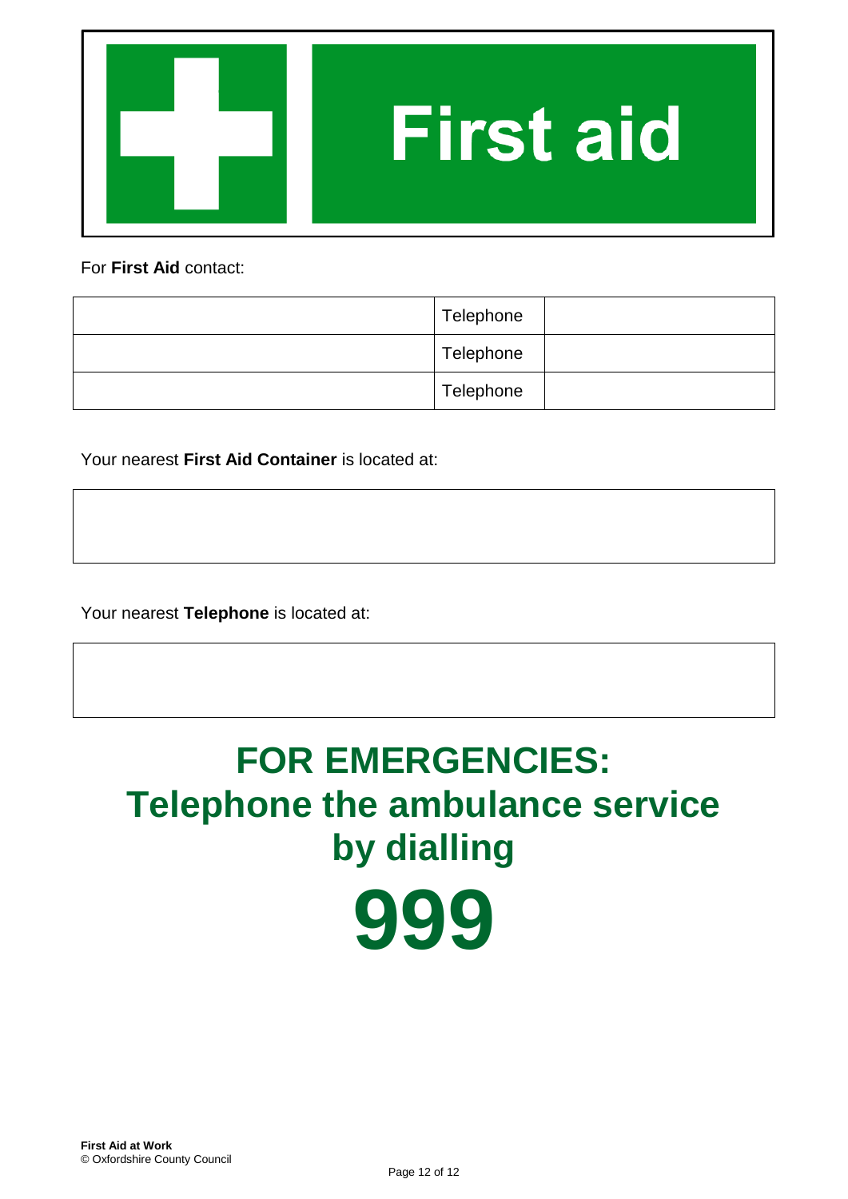# First aid

For **First Aid** contact:

| | | |
|---|---|---|
| | Telephone | |
| | Telephone | |
| | Telephone | |

Your nearest **First Aid Container** is located at:

| |
|---|
| |

Your nearest **Telephone** is located at:

| |
|---|
| |

# FOR EMERGENCIES:
# Telephone the ambulance service by dialling
# 999

**First Aid at Work**
© Oxfordshire County Council